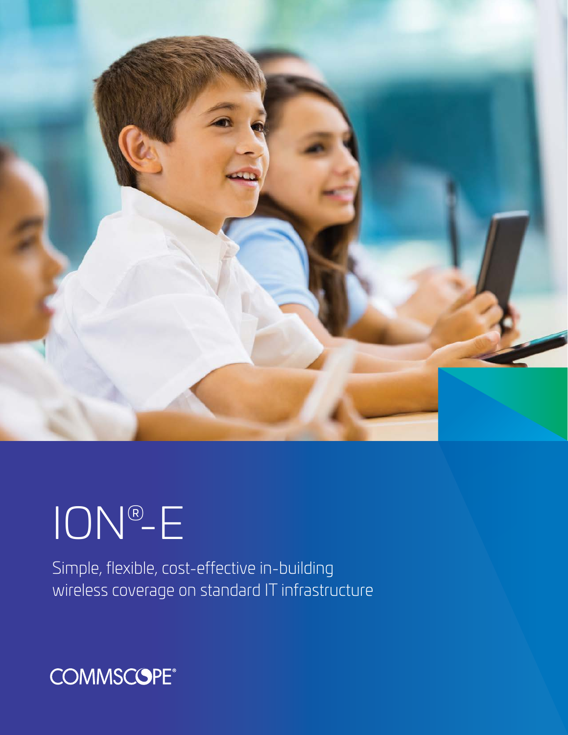# ION®-E

Simple, flexible, cost-effective in-building wireless coverage on standard IT infrastructure

COMMSCOPE®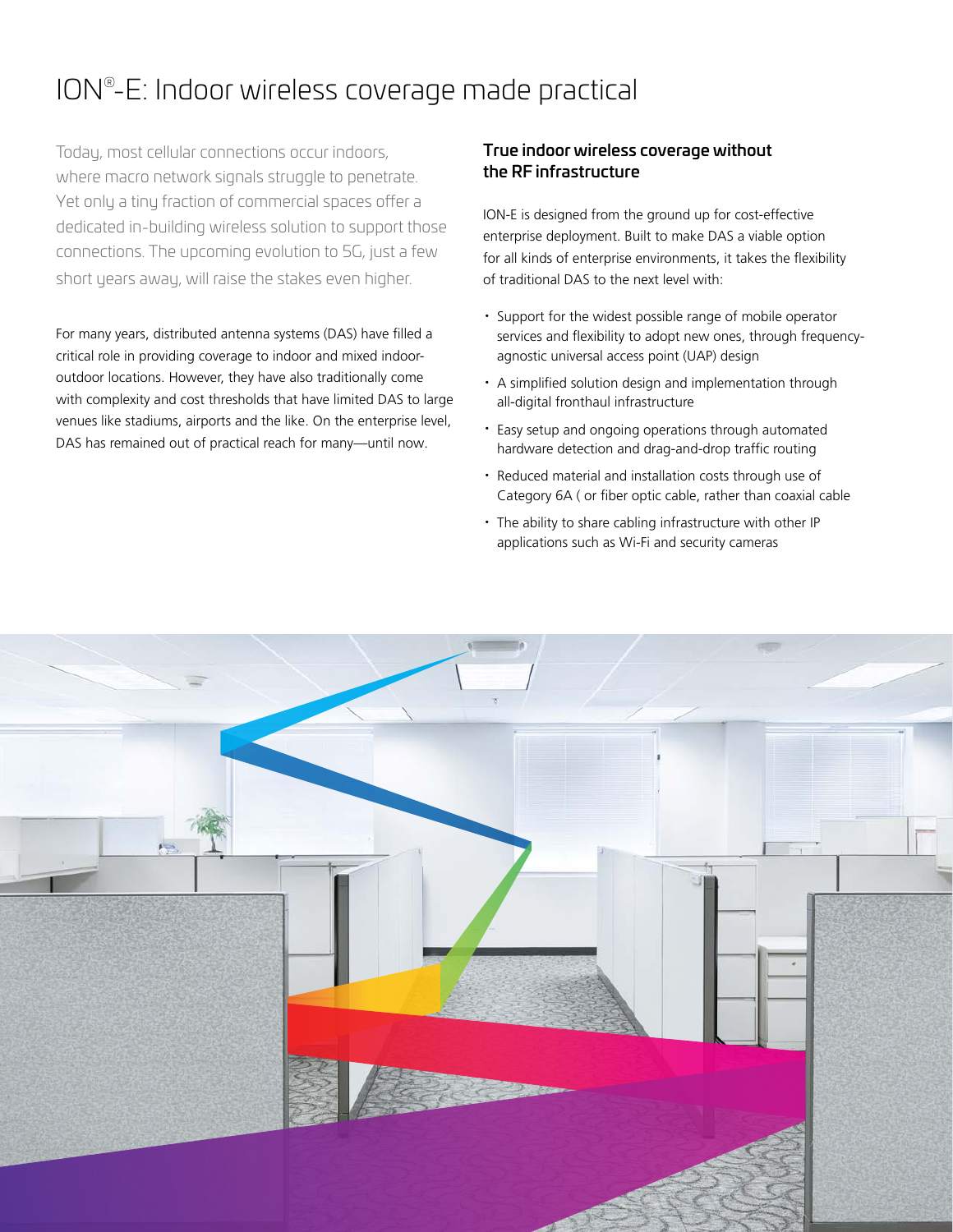# ION®-E: Indoor wireless coverage made practical

Today, most cellular connections occur indoors, where macro network signals struggle to penetrate. Yet only a tiny fraction of commercial spaces offer a dedicated in-building wireless solution to support those connections. The upcoming evolution to 5G, just a few short years away, will raise the stakes even higher.

For many years, distributed antenna systems (DAS) have filled a critical role in providing coverage to indoor and mixed indoor-outdoor locations. However, they have also traditionally come with complexity and cost thresholds that have limited DAS to large venues like stadiums, airports and the like. On the enterprise level, DAS has remained out of practical reach for many—until now.

## True indoor wireless coverage without the RF infrastructure

ION-E is designed from the ground up for cost-effective enterprise deployment. Built to make DAS a viable option for all kinds of enterprise environments, it takes the flexibility of traditional DAS to the next level with:

- Support for the widest possible range of mobile operator services and flexibility to adopt new ones, through frequency-agnostic universal access point (UAP) design
- A simplified solution design and implementation through all-digital fronthaul infrastructure
- Easy setup and ongoing operations through automated hardware detection and drag-and-drop traffic routing
- Reduced material and installation costs through use of Category 6A ( or fiber optic cable, rather than coaxial cable
- The ability to share cabling infrastructure with other IP applications such as Wi-Fi and security cameras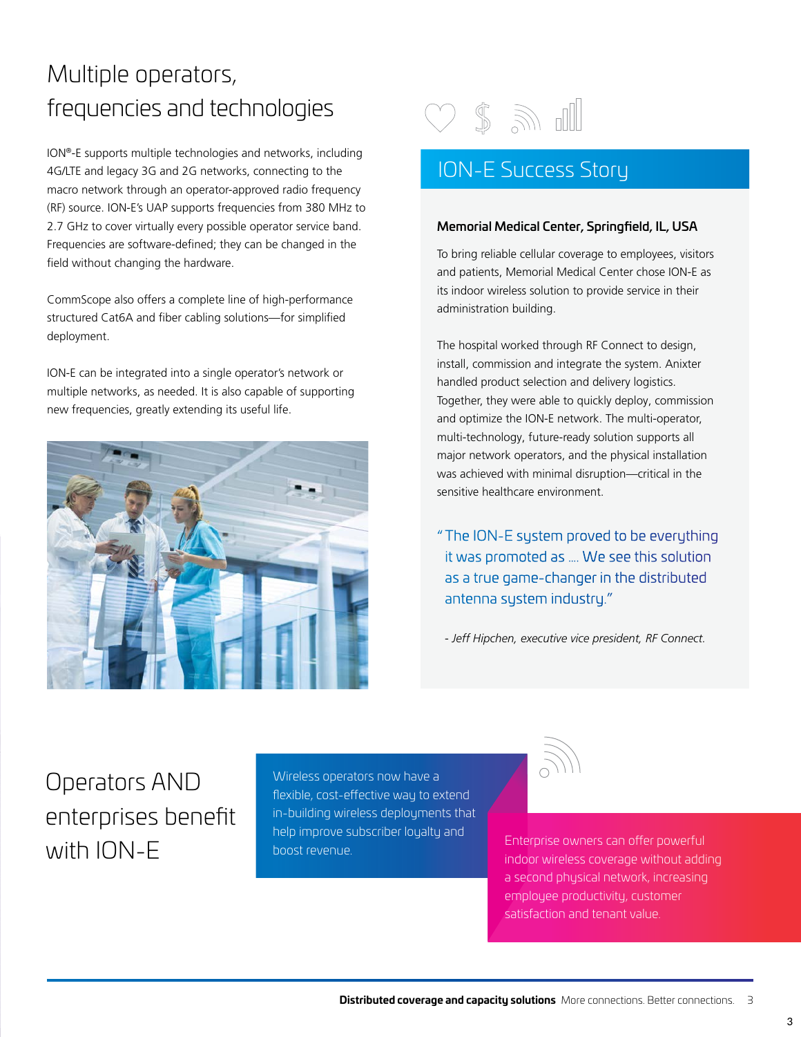# Multiple operators, frequencies and technologies

ION®-E supports multiple technologies and networks, including 4G/LTE and legacy 3G and 2G networks, connecting to the macro network through an operator-approved radio frequency (RF) source. ION-E's UAP supports frequencies from 380 MHz to 2.7 GHz to cover virtually every possible operator service band. Frequencies are software-defined; they can be changed in the field without changing the hardware.

CommScope also offers a complete line of high-performance structured Cat6A and fiber cabling solutions—for simplified deployment.

ION-E can be integrated into a single operator's network or multiple networks, as needed. It is also capable of supporting new frequencies, greatly extending its useful life.

## ION-E Success Story

**Memorial Medical Center, Springfield, IL, USA**

To bring reliable cellular coverage to employees, visitors and patients, Memorial Medical Center chose ION-E as its indoor wireless solution to provide service in their administration building.

The hospital worked through RF Connect to design, install, commission and integrate the system. Anixter handled product selection and delivery logistics. Together, they were able to quickly deploy, commission and optimize the ION-E network. The multi-operator, multi-technology, future-ready solution supports all major network operators, and the physical installation was achieved with minimal disruption—critical in the sensitive healthcare environment.

> "The ION-E system proved to be everything it was promoted as .... We see this solution as a true game-changer in the distributed antenna system industry."

*- Jeff Hipchen, executive vice president, RF Connect.*

# Operators AND enterprises benefit with ION-E

Wireless operators now have a flexible, cost-effective way to extend in-building wireless deployments that help improve subscriber loyalty and boost revenue.

Enterprise owners can offer powerful indoor wireless coverage without adding a second physical network, increasing employee productivity, customer satisfaction and tenant value.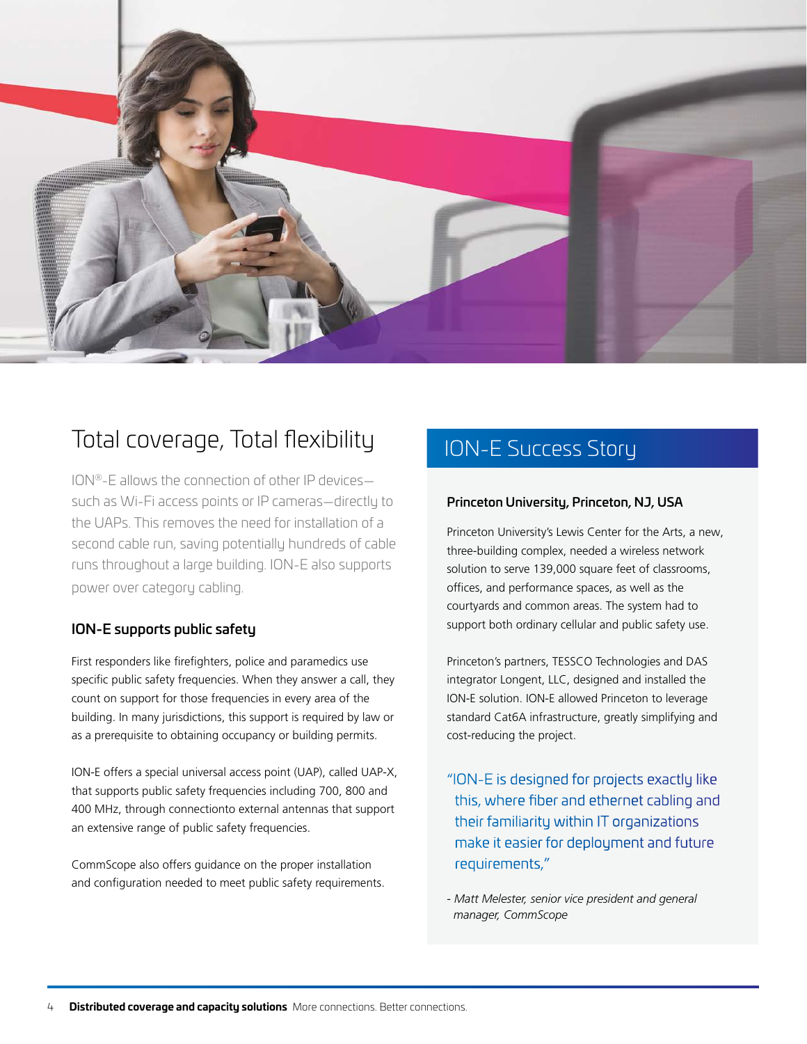## Total coverage, Total flexibility

ION®-E allows the connection of other IP devices—such as Wi-Fi access points or IP cameras—directly to the UAPs. This removes the need for installation of a second cable run, saving potentially hundreds of cable runs throughout a large building. ION-E also supports power over category cabling.

### ION-E supports public safety

First responders like firefighters, police and paramedics use specific public safety frequencies. When they answer a call, they count on support for those frequencies in every area of the building. In many jurisdictions, this support is required by law or as a prerequisite to obtaining occupancy or building permits.

ION-E offers a special universal access point (UAP), called UAP-X, that supports public safety frequencies including 700, 800 and 400 MHz, through connectionto external antennas that support an extensive range of public safety frequencies.

CommScope also offers guidance on the proper installation and configuration needed to meet public safety requirements.

## ION-E Success Story

### Princeton University, Princeton, NJ, USA

Princeton University's Lewis Center for the Arts, a new, three-building complex, needed a wireless network solution to serve 139,000 square feet of classrooms, offices, and performance spaces, as well as the courtyards and common areas. The system had to support both ordinary cellular and public safety use.

Princeton's partners, TESSCO Technologies and DAS integrator Longent, LLC, designed and installed the ION-E solution. ION-E allowed Princeton to leverage standard Cat6A infrastructure, greatly simplifying and cost-reducing the project.

"ION-E is designed for projects exactly like this, where fiber and ethernet cabling and their familiarity within IT organizations make it easier for deployment and future requirements,"

*- Matt Melester, senior vice president and general manager, CommScope*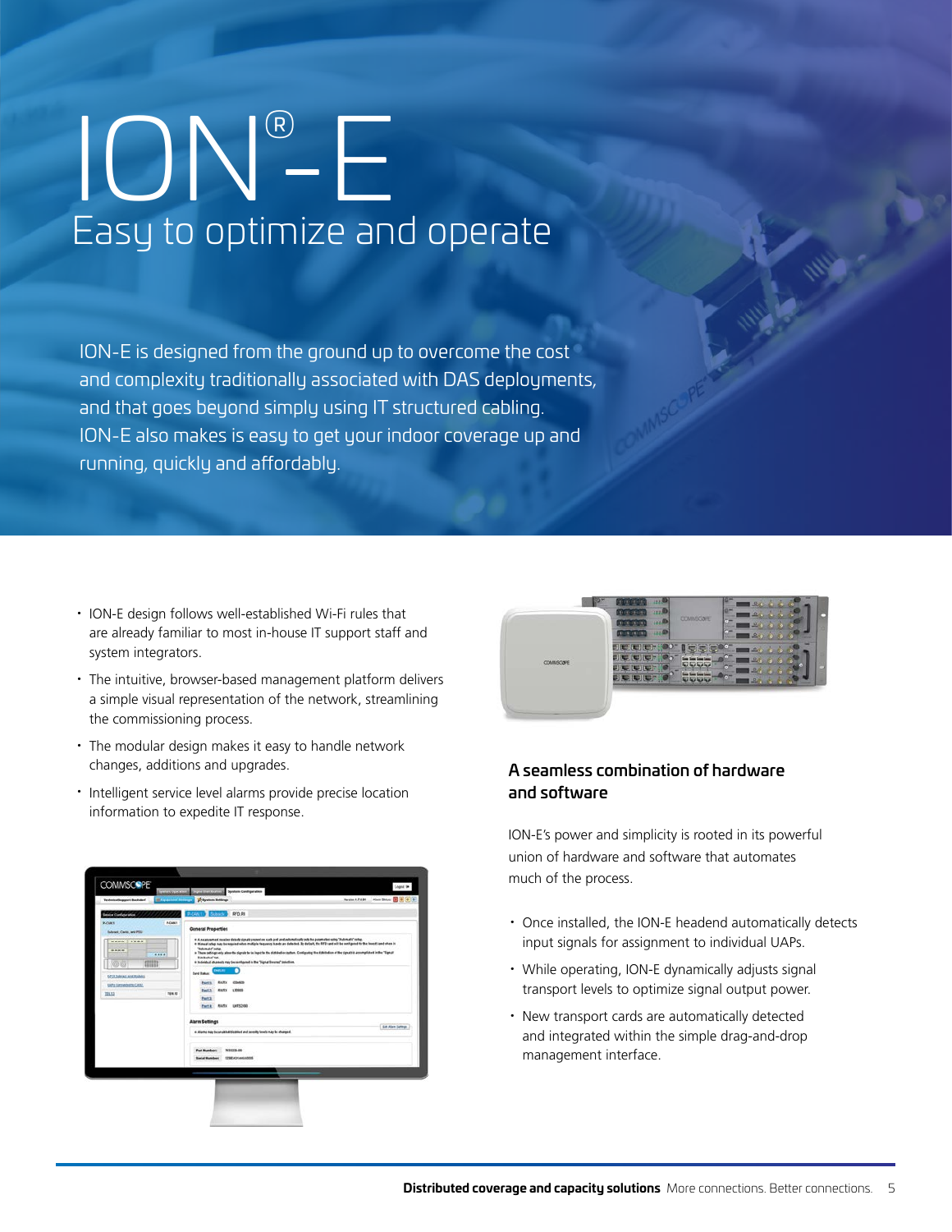# ION®-E

## Easy to optimize and operate

ION-E is designed from the ground up to overcome the cost and complexity traditionally associated with DAS deployments, and that goes beyond simply using IT structured cabling. ION-E also makes is easy to get your indoor coverage up and running, quickly and affordably.

- ION-E design follows well-established Wi-Fi rules that are already familiar to most in-house IT support staff and system integrators.
- The intuitive, browser-based management platform delivers a simple visual representation of the network, streamlining the commissioning process.
- The modular design makes it easy to handle network changes, additions and upgrades.
- Intelligent service level alarms provide precise location information to expedite IT response.

### A seamless combination of hardware and software

ION-E's power and simplicity is rooted in its powerful union of hardware and software that automates much of the process.

- Once installed, the ION-E headend automatically detects input signals for assignment to individual UAPs.
- While operating, ION-E dynamically adjusts signal transport levels to optimize signal output power.
- New transport cards are automatically detected and integrated within the simple drag-and-drop management interface.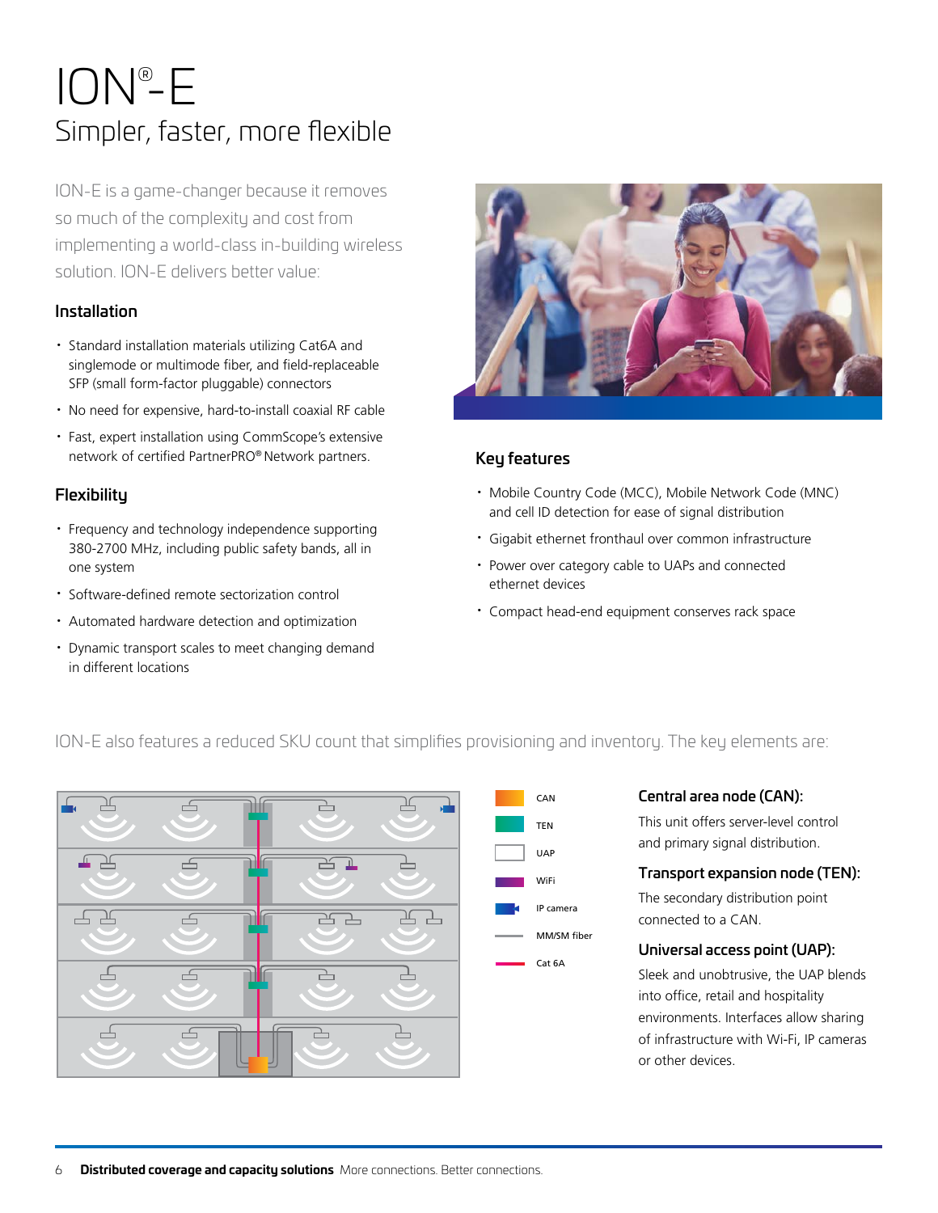# ION®-E

## Simpler, faster, more flexible

ION-E is a game-changer because it removes so much of the complexity and cost from implementing a world-class in-building wireless solution. ION-E delivers better value:

### Installation

- Standard installation materials utilizing Cat6A and singlemode or multimode fiber, and field-replaceable SFP (small form-factor pluggable) connectors
- No need for expensive, hard-to-install coaxial RF cable
- Fast, expert installation using CommScope's extensive network of certified PartnerPRO® Network partners.

### Flexibility

- Frequency and technology independence supporting 380-2700 MHz, including public safety bands, all in one system
- Software-defined remote sectorization control
- Automated hardware detection and optimization
- Dynamic transport scales to meet changing demand in different locations

### Key features

- Mobile Country Code (MCC), Mobile Network Code (MNC) and cell ID detection for ease of signal distribution
- Gigabit ethernet fronthaul over common infrastructure
- Power over category cable to UAPs and connected ethernet devices
- Compact head-end equipment conserves rack space

ION-E also features a reduced SKU count that simplifies provisioning and inventory. The key elements are:

CAN
TEN
UAP
WiFi
IP camera
MM/SM fiber
Cat 6A

### Central area node (CAN):

This unit offers server-level control and primary signal distribution.

### Transport expansion node (TEN):

The secondary distribution point connected to a CAN.

### Universal access point (UAP):

Sleek and unobtrusive, the UAP blends into office, retail and hospitality environments. Interfaces allow sharing of infrastructure with Wi-Fi, IP cameras or other devices.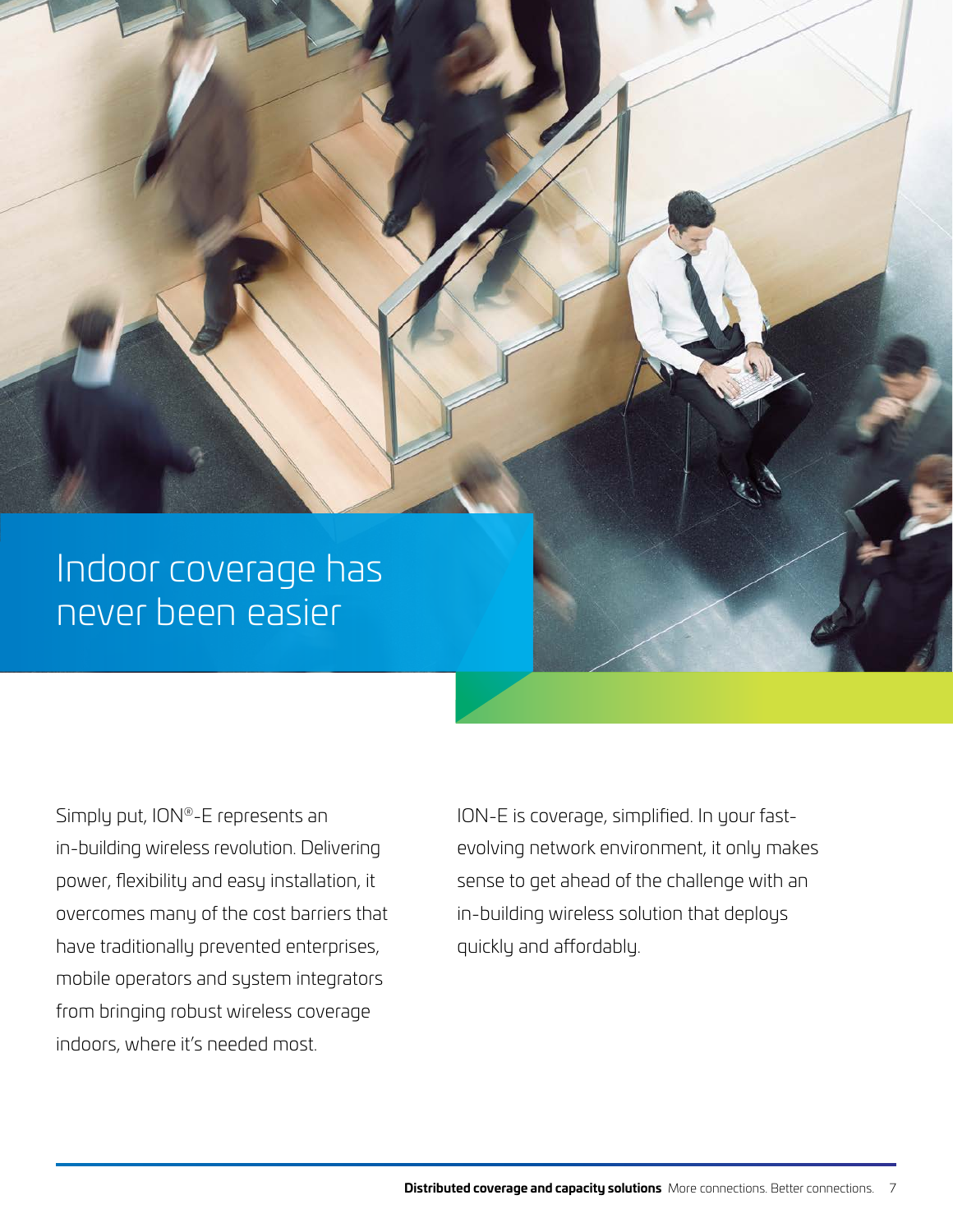# Indoor coverage has never been easier

Simply put, ION®-E represents an in-building wireless revolution. Delivering power, flexibility and easy installation, it overcomes many of the cost barriers that have traditionally prevented enterprises, mobile operators and system integrators from bringing robust wireless coverage indoors, where it's needed most.

ION-E is coverage, simplified. In your fast-evolving network environment, it only makes sense to get ahead of the challenge with an in-building wireless solution that deploys quickly and affordably.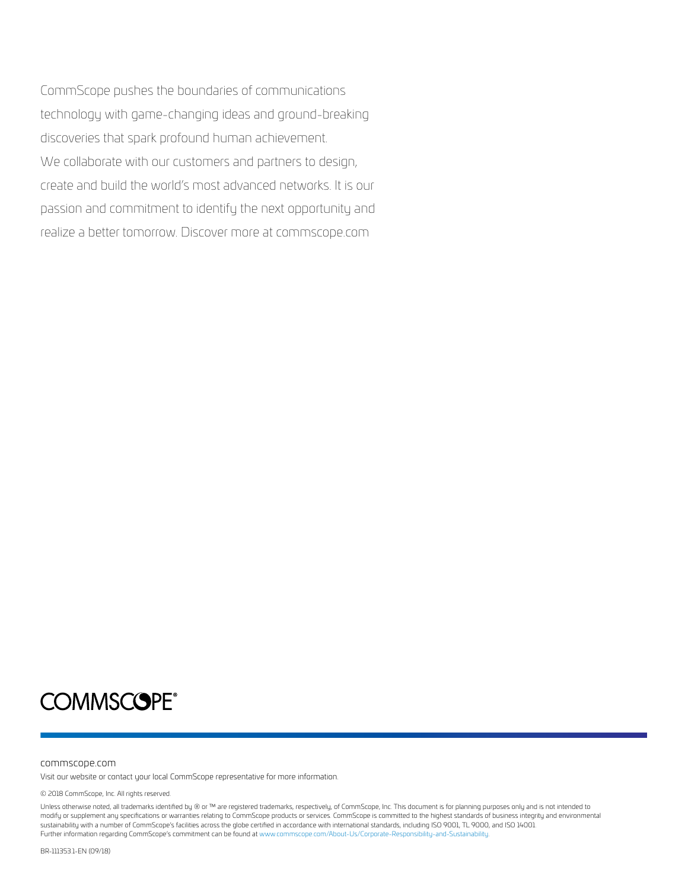CommScope pushes the boundaries of communications technology with game-changing ideas and ground-breaking discoveries that spark profound human achievement. We collaborate with our customers and partners to design, create and build the world's most advanced networks. It is our passion and commitment to identify the next opportunity and realize a better tomorrow. Discover more at commscope.com

COMMSCOPE®

commscope.com

Visit our website or contact your local CommScope representative for more information.

© 2018 CommScope, Inc. All rights reserved.

Unless otherwise noted, all trademarks identified by ® or ™ are registered trademarks, respectively, of CommScope, Inc. This document is for planning purposes only and is not intended to modify or supplement any specifications or warranties relating to CommScope products or services. CommScope is committed to the highest standards of business integrity and environmental sustainability with a number of CommScope's facilities across the globe certified in accordance with international standards, including ISO 9001, TL 9000, and ISO 14001. Further information regarding CommScope's commitment can be found at www.commscope.com/About-Us/Corporate-Responsibility-and-Sustainability.

BR-111353.1-EN (09/18)